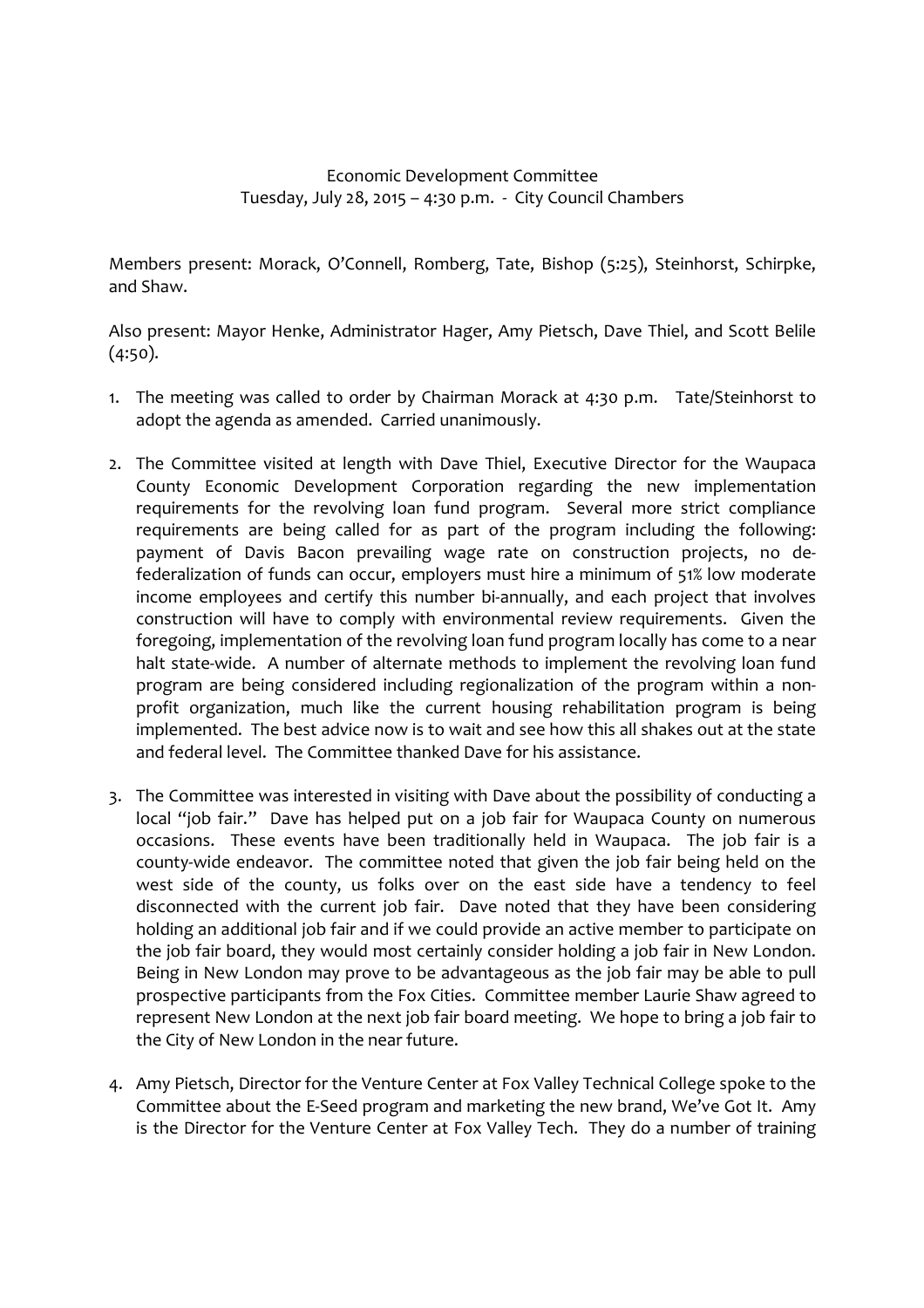Economic Development Committee
Tuesday, July 28, 2015 – 4:30 p.m. - City Council Chambers

Members present: Morack, O'Connell, Romberg, Tate, Bishop (5:25), Steinhorst, Schirpke, and Shaw.

Also present: Mayor Henke, Administrator Hager, Amy Pietsch, Dave Thiel, and Scott Belile (4:50).

1. The meeting was called to order by Chairman Morack at 4:30 p.m. Tate/Steinhorst to adopt the agenda as amended. Carried unanimously.

2. The Committee visited at length with Dave Thiel, Executive Director for the Waupaca County Economic Development Corporation regarding the new implementation requirements for the revolving loan fund program. Several more strict compliance requirements are being called for as part of the program including the following: payment of Davis Bacon prevailing wage rate on construction projects, no de-federalization of funds can occur, employers must hire a minimum of 51% low moderate income employees and certify this number bi-annually, and each project that involves construction will have to comply with environmental review requirements. Given the foregoing, implementation of the revolving loan fund program locally has come to a near halt state-wide. A number of alternate methods to implement the revolving loan fund program are being considered including regionalization of the program within a non-profit organization, much like the current housing rehabilitation program is being implemented. The best advice now is to wait and see how this all shakes out at the state and federal level. The Committee thanked Dave for his assistance.

3. The Committee was interested in visiting with Dave about the possibility of conducting a local "job fair." Dave has helped put on a job fair for Waupaca County on numerous occasions. These events have been traditionally held in Waupaca. The job fair is a county-wide endeavor. The committee noted that given the job fair being held on the west side of the county, us folks over on the east side have a tendency to feel disconnected with the current job fair. Dave noted that they have been considering holding an additional job fair and if we could provide an active member to participate on the job fair board, they would most certainly consider holding a job fair in New London. Being in New London may prove to be advantageous as the job fair may be able to pull prospective participants from the Fox Cities. Committee member Laurie Shaw agreed to represent New London at the next job fair board meeting. We hope to bring a job fair to the City of New London in the near future.

4. Amy Pietsch, Director for the Venture Center at Fox Valley Technical College spoke to the Committee about the E-Seed program and marketing the new brand, We've Got It. Amy is the Director for the Venture Center at Fox Valley Tech. They do a number of training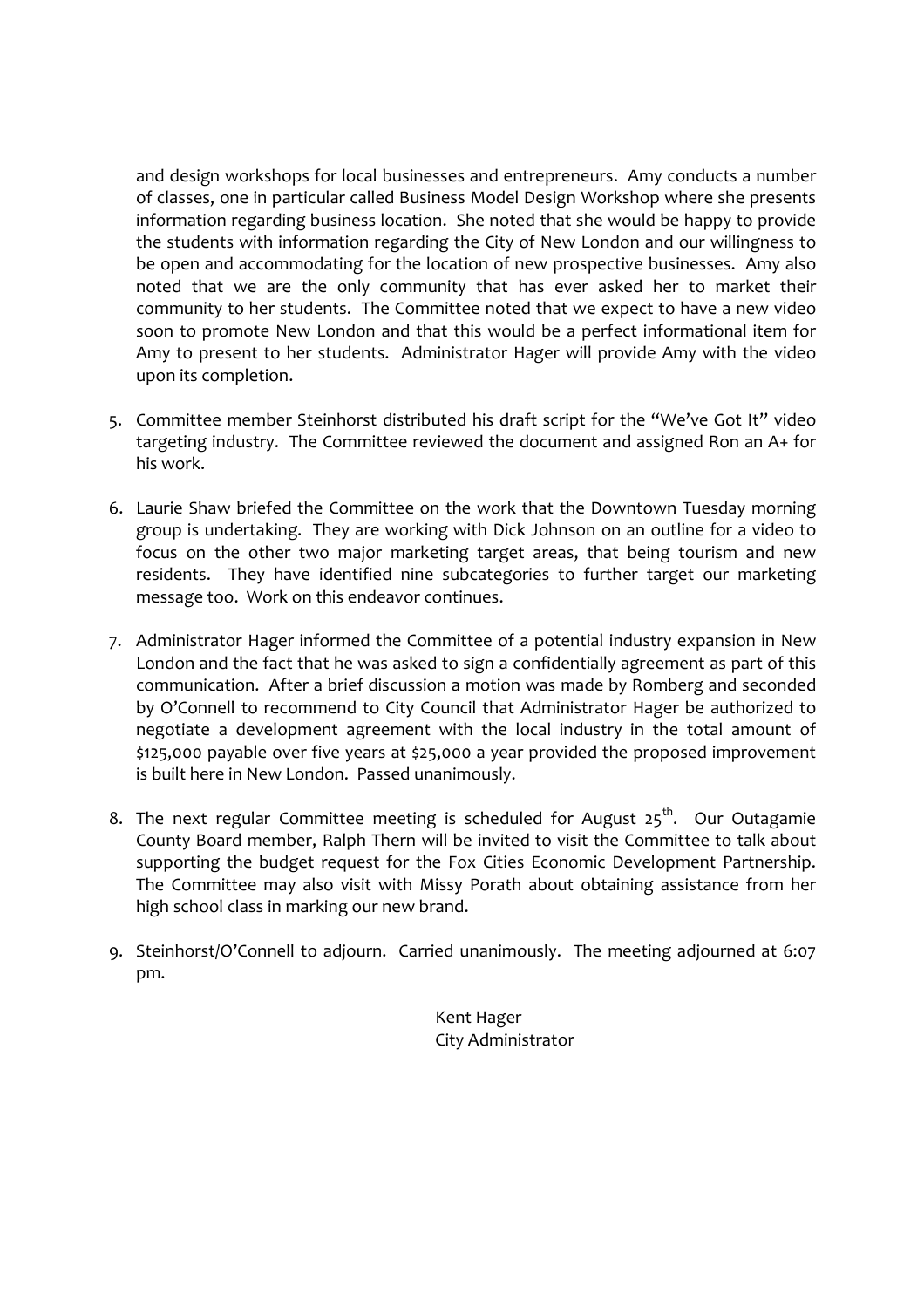and design workshops for local businesses and entrepreneurs. Amy conducts a number of classes, one in particular called Business Model Design Workshop where she presents information regarding business location. She noted that she would be happy to provide the students with information regarding the City of New London and our willingness to be open and accommodating for the location of new prospective businesses. Amy also noted that we are the only community that has ever asked her to market their community to her students. The Committee noted that we expect to have a new video soon to promote New London and that this would be a perfect informational item for Amy to present to her students. Administrator Hager will provide Amy with the video upon its completion.

5. Committee member Steinhorst distributed his draft script for the "We've Got It" video targeting industry. The Committee reviewed the document and assigned Ron an A+ for his work.

6. Laurie Shaw briefed the Committee on the work that the Downtown Tuesday morning group is undertaking. They are working with Dick Johnson on an outline for a video to focus on the other two major marketing target areas, that being tourism and new residents. They have identified nine subcategories to further target our marketing message too. Work on this endeavor continues.

7. Administrator Hager informed the Committee of a potential industry expansion in New London and the fact that he was asked to sign a confidentially agreement as part of this communication. After a brief discussion a motion was made by Romberg and seconded by O'Connell to recommend to City Council that Administrator Hager be authorized to negotiate a development agreement with the local industry in the total amount of $125,000 payable over five years at $25,000 a year provided the proposed improvement is built here in New London. Passed unanimously.

8. The next regular Committee meeting is scheduled for August 25th. Our Outagamie County Board member, Ralph Thern will be invited to visit the Committee to talk about supporting the budget request for the Fox Cities Economic Development Partnership. The Committee may also visit with Missy Porath about obtaining assistance from her high school class in marking our new brand.

9. Steinhorst/O'Connell to adjourn. Carried unanimously. The meeting adjourned at 6:07 pm.

Kent Hager
City Administrator